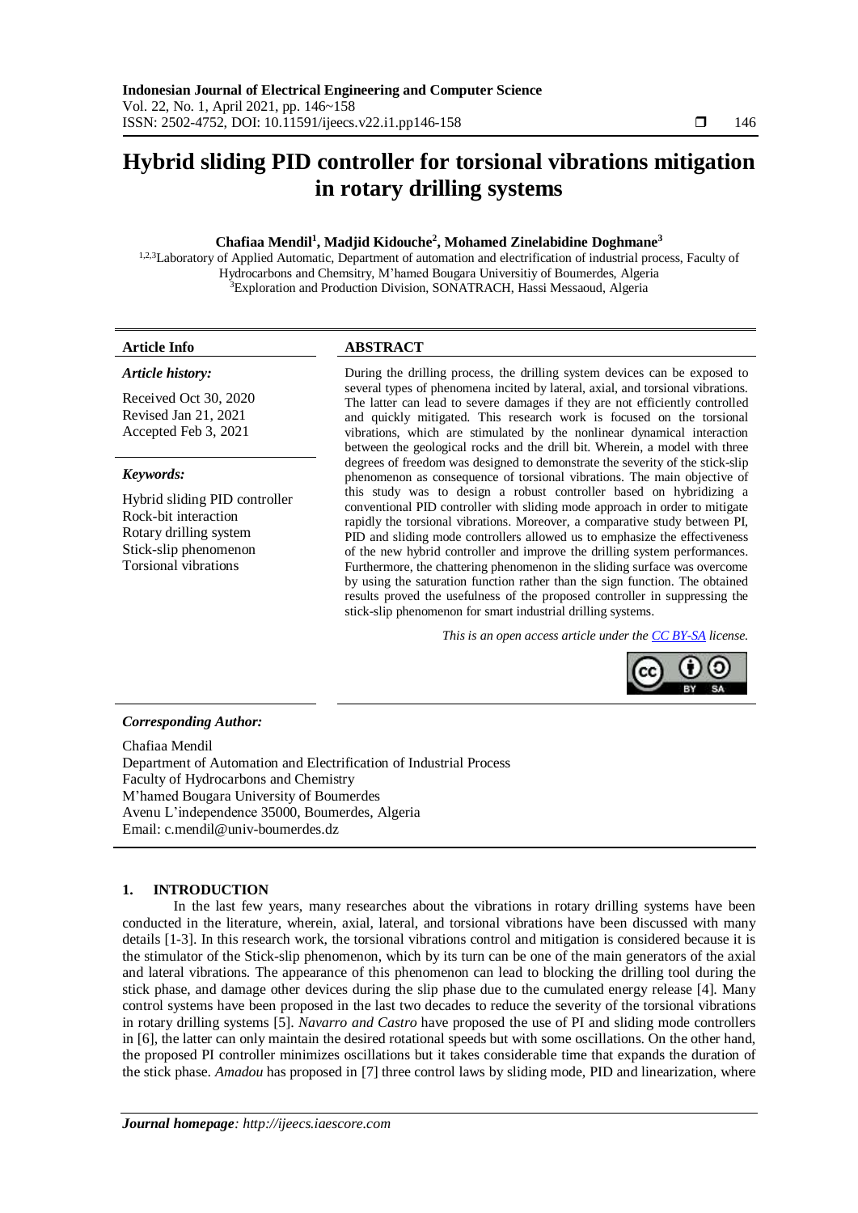# Hybrid sliding PID controller for torsional vibrations mitigation in rotary drilling systems

**Chafiaa Mendil[1], Madjid Kidouche[2], Mohamed Zinelabidine Doghmane[3]**

[1,2,3]Laboratory of Applied Automatic, Department of automation and electrification of industrial process, Faculty of Hydrocarbons and Chemsitry, M'hamed Bougara Universitiy of Boumerdes, Algeria
[3]Exploration and Production Division, SONATRACH, Hassi Messaoud, Algeria

---

**Article Info**

*Article history:*

Received Oct 30, 2020
Revised Jan 21, 2021
Accepted Feb 3, 2021

*Keywords:*

Hybrid sliding PID controller
Rock-bit interaction
Rotary drilling system
Stick-slip phenomenon
Torsional vibrations

**ABSTRACT**

During the drilling process, the drilling system devices can be exposed to several types of phenomena incited by lateral, axial, and torsional vibrations. The latter can lead to severe damages if they are not efficiently controlled and quickly mitigated. This research work is focused on the torsional vibrations, which are stimulated by the nonlinear dynamical interaction between the geological rocks and the drill bit. Wherein, a model with three degrees of freedom was designed to demonstrate the severity of the stick-slip phenomenon as consequence of torsional vibrations. The main objective of this study was to design a robust controller based on hybridizing a conventional PID controller with sliding mode approach in order to mitigate rapidly the torsional vibrations. Moreover, a comparative study between PI, PID and sliding mode controllers allowed us to emphasize the effectiveness of the new hybrid controller and improve the drilling system performances. Furthermore, the chattering phenomenon in the sliding surface was overcome by using the saturation function rather than the sign function. The obtained results proved the usefulness of the proposed controller in suppressing the stick-slip phenomenon for smart industrial drilling systems.

*This is an open access article under the CC BY-SA license.*

---

*Corresponding Author:*

Chafiaa Mendil
Department of Automation and Electrification of Industrial Process
Faculty of Hydrocarbons and Chemistry
M'hamed Bougara University of Boumerdes
Avenu L'independence 35000, Boumerdes, Algeria
Email: c.mendil@univ-boumerdes.dz

## 1. INTRODUCTION

In the last few years, many researches about the vibrations in rotary drilling systems have been conducted in the literature, wherein, axial, lateral, and torsional vibrations have been discussed with many details [1-3]. In this research work, the torsional vibrations control and mitigation is considered because it is the stimulator of the Stick-slip phenomenon, which by its turn can be one of the main generators of the axial and lateral vibrations. The appearance of this phenomenon can lead to blocking the drilling tool during the stick phase, and damage other devices during the slip phase due to the cumulated energy release [4]. Many control systems have been proposed in the last two decades to reduce the severity of the torsional vibrations in rotary drilling systems [5]. *Navarro and Castro* have proposed the use of PI and sliding mode controllers in [6], the latter can only maintain the desired rotational speeds but with some oscillations. On the other hand, the proposed PI controller minimizes oscillations but it takes considerable time that expands the duration of the stick phase. *Amadou* has proposed in [7] three control laws by sliding mode, PID and linearization, where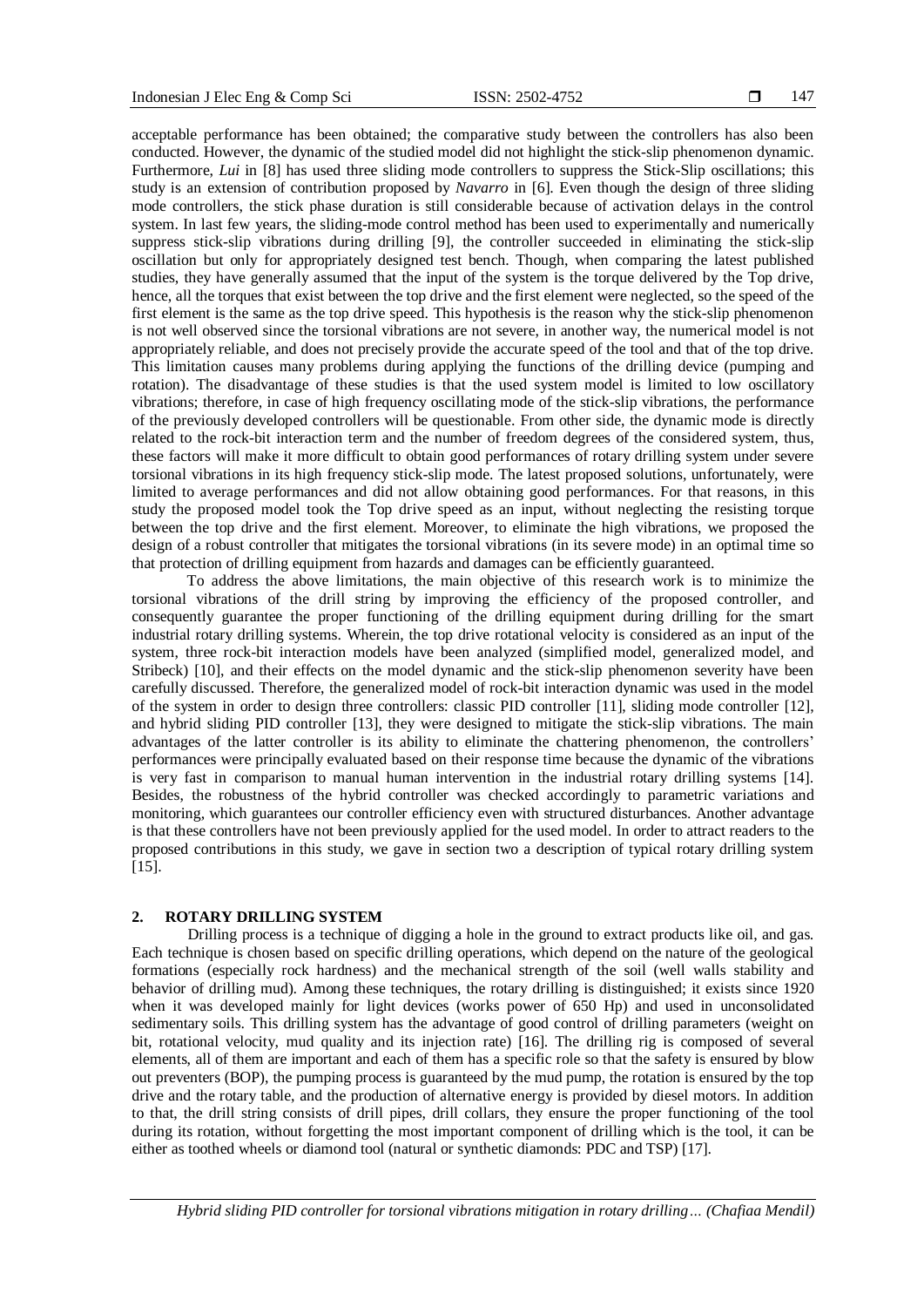acceptable performance has been obtained; the comparative study between the controllers has also been conducted. However, the dynamic of the studied model did not highlight the stick-slip phenomenon dynamic. Furthermore, *Lui* in [8] has used three sliding mode controllers to suppress the Stick-Slip oscillations; this study is an extension of contribution proposed by *Navarro* in [6]. Even though the design of three sliding mode controllers, the stick phase duration is still considerable because of activation delays in the control system. In last few years, the sliding-mode control method has been used to experimentally and numerically suppress stick-slip vibrations during drilling [9], the controller succeeded in eliminating the stick-slip oscillation but only for appropriately designed test bench. Though, when comparing the latest published studies, they have generally assumed that the input of the system is the torque delivered by the Top drive, hence, all the torques that exist between the top drive and the first element were neglected, so the speed of the first element is the same as the top drive speed. This hypothesis is the reason why the stick-slip phenomenon is not well observed since the torsional vibrations are not severe, in another way, the numerical model is not appropriately reliable, and does not precisely provide the accurate speed of the tool and that of the top drive. This limitation causes many problems during applying the functions of the drilling device (pumping and rotation). The disadvantage of these studies is that the used system model is limited to low oscillatory vibrations; therefore, in case of high frequency oscillating mode of the stick-slip vibrations, the performance of the previously developed controllers will be questionable. From other side, the dynamic mode is directly related to the rock-bit interaction term and the number of freedom degrees of the considered system, thus, these factors will make it more difficult to obtain good performances of rotary drilling system under severe torsional vibrations in its high frequency stick-slip mode. The latest proposed solutions, unfortunately, were limited to average performances and did not allow obtaining good performances. For that reasons, in this study the proposed model took the Top drive speed as an input, without neglecting the resisting torque between the top drive and the first element. Moreover, to eliminate the high vibrations, we proposed the design of a robust controller that mitigates the torsional vibrations (in its severe mode) in an optimal time so that protection of drilling equipment from hazards and damages can be efficiently guaranteed.

To address the above limitations, the main objective of this research work is to minimize the torsional vibrations of the drill string by improving the efficiency of the proposed controller, and consequently guarantee the proper functioning of the drilling equipment during drilling for the smart industrial rotary drilling systems. Wherein, the top drive rotational velocity is considered as an input of the system, three rock-bit interaction models have been analyzed (simplified model, generalized model, and Stribeck) [10], and their effects on the model dynamic and the stick-slip phenomenon severity have been carefully discussed. Therefore, the generalized model of rock-bit interaction dynamic was used in the model of the system in order to design three controllers: classic PID controller [11], sliding mode controller [12], and hybrid sliding PID controller [13], they were designed to mitigate the stick-slip vibrations. The main advantages of the latter controller is its ability to eliminate the chattering phenomenon, the controllers' performances were principally evaluated based on their response time because the dynamic of the vibrations is very fast in comparison to manual human intervention in the industrial rotary drilling systems [14]. Besides, the robustness of the hybrid controller was checked accordingly to parametric variations and monitoring, which guarantees our controller efficiency even with structured disturbances. Another advantage is that these controllers have not been previously applied for the used model. In order to attract readers to the proposed contributions in this study, we gave in section two a description of typical rotary drilling system [15].

## 2. ROTARY DRILLING SYSTEM

Drilling process is a technique of digging a hole in the ground to extract products like oil, and gas. Each technique is chosen based on specific drilling operations, which depend on the nature of the geological formations (especially rock hardness) and the mechanical strength of the soil (well walls stability and behavior of drilling mud). Among these techniques, the rotary drilling is distinguished; it exists since 1920 when it was developed mainly for light devices (works power of 650 Hp) and used in unconsolidated sedimentary soils. This drilling system has the advantage of good control of drilling parameters (weight on bit, rotational velocity, mud quality and its injection rate) [16]. The drilling rig is composed of several elements, all of them are important and each of them has a specific role so that the safety is ensured by blow out preventers (BOP), the pumping process is guaranteed by the mud pump, the rotation is ensured by the top drive and the rotary table, and the production of alternative energy is provided by diesel motors. In addition to that, the drill string consists of drill pipes, drill collars, they ensure the proper functioning of the tool during its rotation, without forgetting the most important component of drilling which is the tool, it can be either as toothed wheels or diamond tool (natural or synthetic diamonds: PDC and TSP) [17].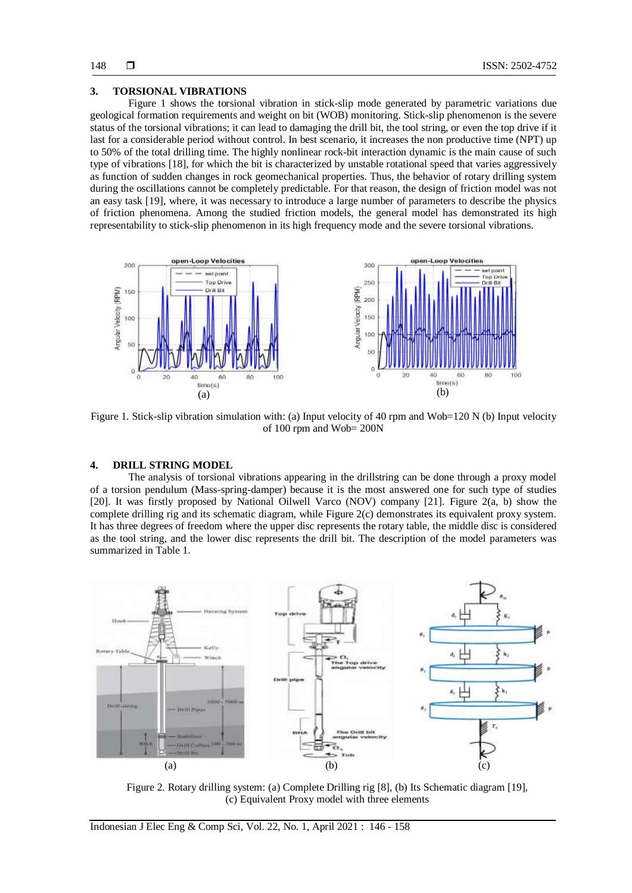## 3. TORSIONAL VIBRATIONS

Figure 1 shows the torsional vibration in stick-slip mode generated by parametric variations due geological formation requirements and weight on bit (WOB) monitoring. Stick-slip phenomenon is the severe status of the torsional vibrations; it can lead to damaging the drill bit, the tool string, or even the top drive if it last for a considerable period without control. In best scenario, it increases the non productive time (NPT) up to 50% of the total drilling time. The highly nonlinear rock-bit interaction dynamic is the main cause of such type of vibrations [18], for which the bit is characterized by unstable rotational speed that varies aggressively as function of sudden changes in rock geomechanical properties. Thus, the behavior of rotary drilling system during the oscillations cannot be completely predictable. For that reason, the design of friction model was not an easy task [19], where, it was necessary to introduce a large number of parameters to describe the physics of friction phenomena. Among the studied friction models, the general model has demonstrated its high representability to stick-slip phenomenon in its high frequency mode and the severe torsional vibrations.

Figure 1. Stick-slip vibration simulation with: (a) Input velocity of 40 rpm and Wob=120 N (b) Input velocity of 100 rpm and Wob= 200N

## 4. DRILL STRING MODEL

The analysis of torsional vibrations appearing in the drillstring can be done through a proxy model of a torsion pendulum (Mass-spring-damper) because it is the most answered one for such type of studies [20]. It was firstly proposed by National Oilwell Varco (NOV) company [21]. Figure 2(a, b) show the complete drilling rig and its schematic diagram, while Figure 2(c) demonstrates its equivalent proxy system. It has three degrees of freedom where the upper disc represents the rotary table, the middle disc is considered as the tool string, and the lower disc represents the drill bit. The description of the model parameters was summarized in Table 1.

Figure 2. Rotary drilling system: (a) Complete Drilling rig [8], (b) Its Schematic diagram [19], (c) Equivalent Proxy model with three elements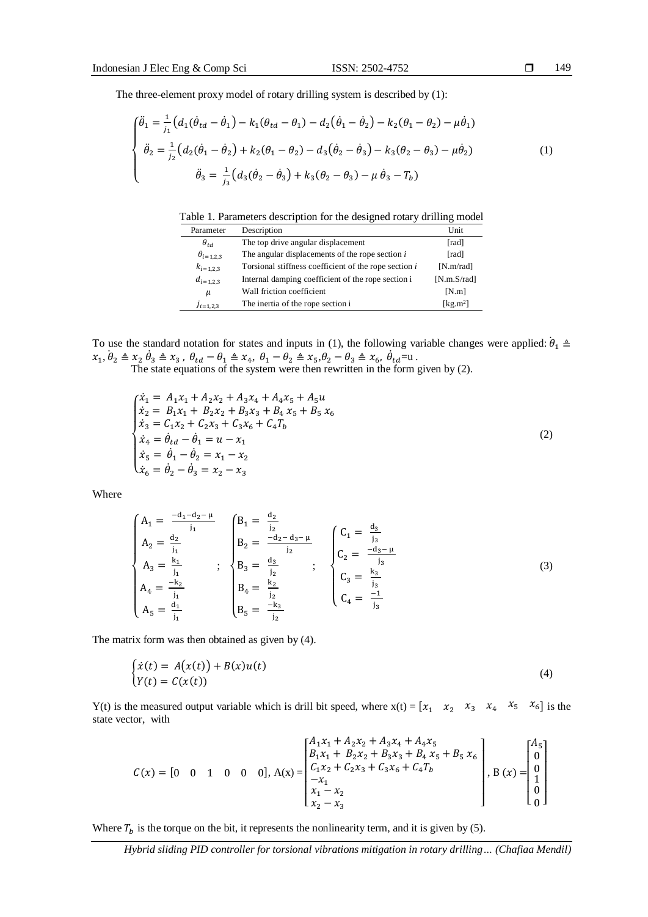The three-element proxy model of rotary drilling system is described by (1):

$$
\begin{cases}
\ddot{\theta}_1 = \frac{1}{j_1}\left(d_1(\dot{\theta}_{td} - \dot{\theta}_1) - k_1(\theta_{td} - \theta_1) - d_2(\dot{\theta}_1 - \dot{\theta}_2) - k_2(\theta_1 - \theta_2) - \mu\dot{\theta}_1\right) \\
\ddot{\theta}_2 = \frac{1}{j_2}\left(d_2(\dot{\theta}_1 - \dot{\theta}_2) + k_2(\theta_1 - \theta_2) - d_3(\dot{\theta}_2 - \dot{\theta}_3) - k_3(\theta_2 - \theta_3) - \mu\dot{\theta}_2\right) \\
\ddot{\theta}_3 = \frac{1}{j_3}\left(d_3(\dot{\theta}_2 - \dot{\theta}_3) + k_3(\theta_2 - \theta_3) - \mu\,\dot{\theta}_3 - T_b\right)
\end{cases}
\tag{1}
$$

Table 1. Parameters description for the designed rotary drilling model

| Parameter | Description | Unit |
|---|---|---|
| $\theta_{td}$ | The top drive angular displacement | [rad] |
| $\theta_{i=1,2,3}$ | The angular displacements of the rope section $i$ | [rad] |
| $k_{i=1,2,3}$ | Torsional stiffness coefficient of the rope section $i$ | [N.m/rad] |
| $d_{i=1,2,3}$ | Internal damping coefficient of the rope section i | [N.m.S/rad] |
| $\mu$ | Wall friction coefficient | [N.m] |
| $j_{i=1,2,3}$ | The inertia of the rope section i | [kg.m²] |

To use the standard notation for states and inputs in (1), the following variable changes were applied: $\dot{\theta}_1 \triangleq x_1, \dot{\theta}_2 \triangleq x_2\ \dot{\theta}_3 \triangleq x_3,\ \theta_{td} - \theta_1 \triangleq x_4,\ \theta_1 - \theta_2 \triangleq x_5, \theta_2 - \theta_3 \triangleq x_6,\ \dot{\theta}_{td}$=u .

The state equations of the system were then rewritten in the form given by (2).

$$
\begin{cases}
\dot{x}_1 = A_1 x_1 + A_2 x_2 + A_3 x_4 + A_4 x_5 + A_5 u \\
\dot{x}_2 = B_1 x_1 + B_2 x_2 + B_3 x_3 + B_4 x_5 + B_5 x_6 \\
\dot{x}_3 = C_1 x_2 + C_2 x_3 + C_3 x_6 + C_4 T_b \\
\dot{x}_4 = \dot{\theta}_{td} - \dot{\theta}_1 = u - x_1 \\
\dot{x}_5 = \dot{\theta}_1 - \dot{\theta}_2 = x_1 - x_2 \\
\dot{x}_6 = \dot{\theta}_2 - \dot{\theta}_3 = x_2 - x_3
\end{cases}
\tag{2}
$$

Where

$$
\begin{cases}
A_1 = \frac{-d_1 - d_2 - \mu}{j_1} \\
A_2 = \frac{d_2}{j_1} \\
A_3 = \frac{k_1}{j_1} \\
A_4 = \frac{-k_2}{j_1} \\
A_5 = \frac{d_1}{j_1}
\end{cases}
;\quad
\begin{cases}
B_1 = \frac{d_2}{j_2} \\
B_2 = \frac{-d_2 - d_3 - \mu}{j_2} \\
B_3 = \frac{d_3}{j_2} \\
B_4 = \frac{k_2}{j_2} \\
B_5 = \frac{-k_3}{j_2}
\end{cases}
;\quad
\begin{cases}
C_1 = \frac{d_3}{j_3} \\
C_2 = \frac{-d_3 - \mu}{j_3} \\
C_3 = \frac{k_3}{j_3} \\
C_4 = \frac{-1}{j_3}
\end{cases}
\tag{3}
$$

The matrix form was then obtained as given by (4).

$$
\begin{cases}
\dot{x}(t) = A\big(x(t)\big) + B(x)u(t) \\
Y(t) = C(x(t))
\end{cases}
\tag{4}
$$

Y(t) is the measured output variable which is drill bit speed, where $x(t) = [x_1 \quad x_2 \quad x_3 \quad x_4 \quad x_5 \quad x_6]$ is the state vector, with

$$
C(x) = [0 \quad 0 \quad 1 \quad 0 \quad 0 \quad 0],\ A(x) = \begin{bmatrix} A_1 x_1 + A_2 x_2 + A_3 x_4 + A_4 x_5 \\ B_1 x_1 + B_2 x_2 + B_3 x_3 + B_4 x_5 + B_5 x_6 \\ C_1 x_2 + C_2 x_3 + C_3 x_6 + C_4 T_b \\ -x_1 \\ x_1 - x_2 \\ x_2 - x_3 \end{bmatrix},\ B(x) = \begin{bmatrix} A_5 \\ 0 \\ 0 \\ 1 \\ 0 \\ 0 \end{bmatrix}
$$

Where $T_b$ is the torque on the bit, it represents the nonlinearity term, and it is given by (5).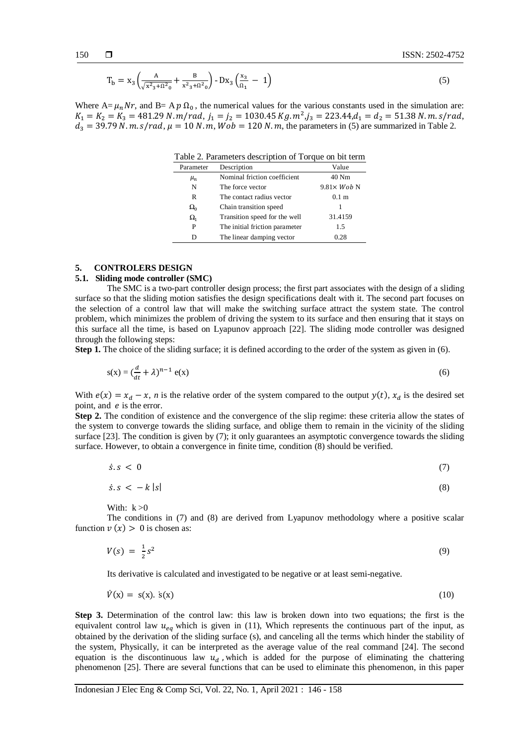$$T_b = x_3\left(\frac{A}{\sqrt{x_3^2+\Omega_0^2}} + \frac{B}{x_3^2+\Omega_0^2}\right) - Dx_3\left(\frac{x_3}{\Omega_1} - 1\right) \tag{5}$$

Where $A = \mu_n Nr$, and $B = A\,p\,\Omega_0$, the numerical values for the various constants used in the simulation are: $K_1 = K_2 = K_3 = 481.29\ N.m/rad$, $j_1 = j_2 = 1030.45\ Kg.m^2$, $j_3 = 223.44$, $d_1 = d_2 = 51.38\ N.m.s/rad$, $d_3 = 39.79\ N.m.s/rad$, $\mu = 10\ N.m$, $Wob = 120\ N.m$, the parameters in (5) are summarized in Table 2.

Table 2. Parameters description of Torque on bit term

| Parameter | Description | Value |
|---|---|---|
| $\mu_n$ | Nominal friction coefficient | 40 Nm |
| N | The force vector | $9.81\times Wob$ N |
| R | The contact radius vector | 0.1 m |
| $\Omega_0$ | Chain transition speed | 1 |
| $\Omega_1$ | Transition speed for the well | 31.4159 |
| P | The initial friction parameter | 1.5 |
| D | The linear damping vector | 0.28 |

## 5. CONTROLERS DESIGN

### 5.1. Sliding mode controller (SMC)

The SMC is a two-part controller design process; the first part associates with the design of a sliding surface so that the sliding motion satisfies the design specifications dealt with it. The second part focuses on the selection of a control law that will make the switching surface attract the system state. The control problem, which minimizes the problem of driving the system to its surface and then ensuring that it stays on this surface all the time, is based on Lyapunov approach [22]. The sliding mode controller was designed through the following steps:

**Step 1.** The choice of the sliding surface; it is defined according to the order of the system as given in (6).

$$s(x) = \left(\frac{d}{dt} + \lambda\right)^{n-1} e(x) \tag{6}$$

With $e(x) = x_d - x$, $n$ is the relative order of the system compared to the output $y(t)$, $x_d$ is the desired set point, and $e$ is the error.

**Step 2.** The condition of existence and the convergence of the slip regime: these criteria allow the states of the system to converge towards the sliding surface, and oblige them to remain in the vicinity of the sliding surface [23]. The condition is given by (7); it only guarantees an asymptotic convergence towards the sliding surface. However, to obtain a convergence in finite time, condition (8) should be verified.

$$\dot{s}.s < 0 \tag{7}$$

$$\dot{s}.s < -k\,|s| \tag{8}$$

With: $k > 0$

The conditions in (7) and (8) are derived from Lyapunov methodology where a positive scalar function $v(x) > 0$ is chosen as:

$$V(s) = \frac{1}{2}s^2 \tag{9}$$

Its derivative is calculated and investigated to be negative or at least semi-negative.

$$\dot{V}(x) = s(x).\,\dot{s}(x) \tag{10}$$

**Step 3.** Determination of the control law: this law is broken down into two equations; the first is the equivalent control law $u_{eq}$ which is given in (11), Which represents the continuous part of the input, as obtained by the derivation of the sliding surface (s), and canceling all the terms which hinder the stability of the system, Physically, it can be interpreted as the average value of the real command [24]. The second equation is the discontinuous law $u_d$, which is added for the purpose of eliminating the chattering phenomenon [25]. There are several functions that can be used to eliminate this phenomenon, in this paper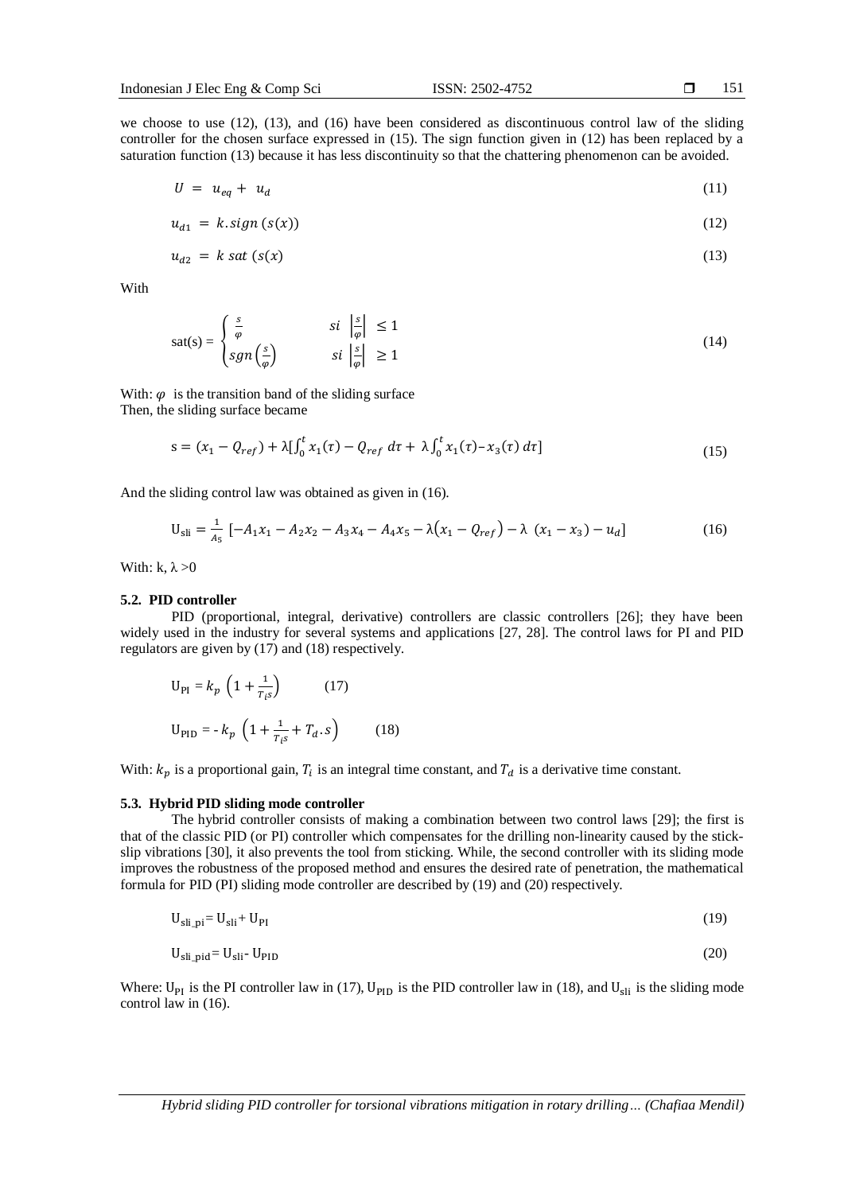we choose to use (12), (13), and (16) have been considered as discontinuous control law of the sliding controller for the chosen surface expressed in (15). The sign function given in (12) has been replaced by a saturation function (13) because it has less discontinuity so that the chattering phenomenon can be avoided.

$$U = u_{eq} + u_d \tag{11}$$

$$u_{d1} = k.sign\,(s(x)) \tag{12}$$

$$u_{d2} = k\ sat\ (s(x) \tag{13}$$

With

$$\text{sat(s)} = \begin{cases} \frac{s}{\varphi} & si\ \left|\frac{s}{\varphi}\right| \le 1 \\ sgn\left(\frac{s}{\varphi}\right) & si\ \left|\frac{s}{\varphi}\right| \ge 1 \end{cases} \tag{14}$$

With: $\varphi$ is the transition band of the sliding surface
Then, the sliding surface became

$$s = (x_1 - Q_{ref}) + \lambda[\int_0^t x_1(\tau) - Q_{ref}\ d\tau + \lambda\int_0^t x_1(\tau) - x_3(\tau)\ d\tau] \tag{15}$$

And the sliding control law was obtained as given in (16).

$$U_{sli} = \frac{1}{A_5}\ [-A_1x_1 - A_2x_2 - A_3x_4 - A_4x_5 - \lambda(x_1 - Q_{ref}) - \lambda\ (x_1 - x_3) - u_d] \tag{16}$$

With: k, λ >0

### 5.2. PID controller

PID (proportional, integral, derivative) controllers are classic controllers [26]; they have been widely used in the industry for several systems and applications [27, 28]. The control laws for PI and PID regulators are given by (17) and (18) respectively.

$$U_{PI} = k_p\ \left(1 + \frac{1}{T_i s}\right) \tag{17}$$

$$U_{PID} = -\ k_p\ \left(1 + \frac{1}{T_i s} + T_d.s\right) \tag{18}$$

With: $k_p$ is a proportional gain, $T_i$ is an integral time constant, and $T_d$ is a derivative time constant.

### 5.3. Hybrid PID sliding mode controller

The hybrid controller consists of making a combination between two control laws [29]; the first is that of the classic PID (or PI) controller which compensates for the drilling non-linearity caused by the stick-slip vibrations [30], it also prevents the tool from sticking. While, the second controller with its sliding mode improves the robustness of the proposed method and ensures the desired rate of penetration, the mathematical formula for PID (PI) sliding mode controller are described by (19) and (20) respectively.

$$U_{sli\_pi} = U_{sli} + U_{PI} \tag{19}$$

$$U_{sli\_pid} = U_{sli} - U_{PID} \tag{20}$$

Where: $U_{PI}$ is the PI controller law in (17), $U_{PID}$ is the PID controller law in (18), and $U_{sli}$ is the sliding mode control law in (16).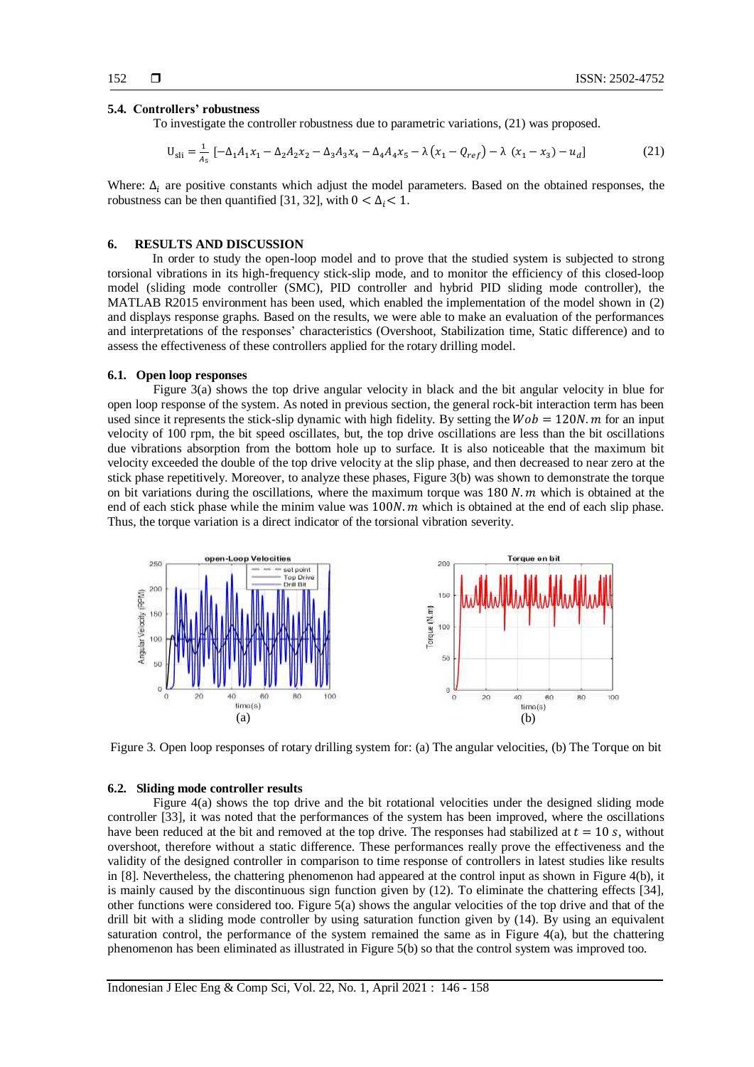### 5.4. Controllers' robustness

To investigate the controller robustness due to parametric variations, (21) was proposed.

$$\mathrm{U_{sli}} = \frac{1}{A_5}\left[-\Delta_1 A_1 x_1 - \Delta_2 A_2 x_2 - \Delta_3 A_3 x_4 - \Delta_4 A_4 x_5 - \lambda\left(x_1 - Q_{ref}\right) - \lambda\ (x_1 - x_3) - u_d\right] \tag{21}$$

Where: $\Delta_i$ are positive constants which adjust the model parameters. Based on the obtained responses, the robustness can be then quantified [31, 32], with $0 < \Delta_i < 1$.

## 6. RESULTS AND DISCUSSION

In order to study the open-loop model and to prove that the studied system is subjected to strong torsional vibrations in its high-frequency stick-slip mode, and to monitor the efficiency of this closed-loop model (sliding mode controller (SMC), PID controller and hybrid PID sliding mode controller), the MATLAB R2015 environment has been used, which enabled the implementation of the model shown in (2) and displays response graphs. Based on the results, we were able to make an evaluation of the performances and interpretations of the responses' characteristics (Overshoot, Stabilization time, Static difference) and to assess the effectiveness of these controllers applied for the rotary drilling model.

### 6.1. Open loop responses

Figure 3(a) shows the top drive angular velocity in black and the bit angular velocity in blue for open loop response of the system. As noted in previous section, the general rock-bit interaction term has been used since it represents the stick-slip dynamic with high fidelity. By setting the $Wob = 120N.m$ for an input velocity of 100 rpm, the bit speed oscillates, but, the top drive oscillations are less than the bit oscillations due vibrations absorption from the bottom hole up to surface. It is also noticeable that the maximum bit velocity exceeded the double of the top drive velocity at the slip phase, and then decreased to near zero at the stick phase repetitively. Moreover, to analyze these phases, Figure 3(b) was shown to demonstrate the torque on bit variations during the oscillations, where the maximum torque was $180\ N.m$ which is obtained at the end of each stick phase while the minim value was $100N.m$ which is obtained at the end of each slip phase. Thus, the torque variation is a direct indicator of the torsional vibration severity.

Figure 3. Open loop responses of rotary drilling system for: (a) The angular velocities, (b) The Torque on bit

### 6.2. Sliding mode controller results

Figure 4(a) shows the top drive and the bit rotational velocities under the designed sliding mode controller [33], it was noted that the performances of the system has been improved, where the oscillations have been reduced at the bit and removed at the top drive. The responses had stabilized at $t = 10\ s$, without overshoot, therefore without a static difference. These performances really prove the effectiveness and the validity of the designed controller in comparison to time response of controllers in latest studies like results in [8]. Nevertheless, the chattering phenomenon had appeared at the control input as shown in Figure 4(b), it is mainly caused by the discontinuous sign function given by (12). To eliminate the chattering effects [34], other functions were considered too. Figure 5(a) shows the angular velocities of the top drive and that of the drill bit with a sliding mode controller by using saturation function given by (14). By using an equivalent saturation control, the performance of the system remained the same as in Figure 4(a), but the chattering phenomenon has been eliminated as illustrated in Figure 5(b) so that the control system was improved too.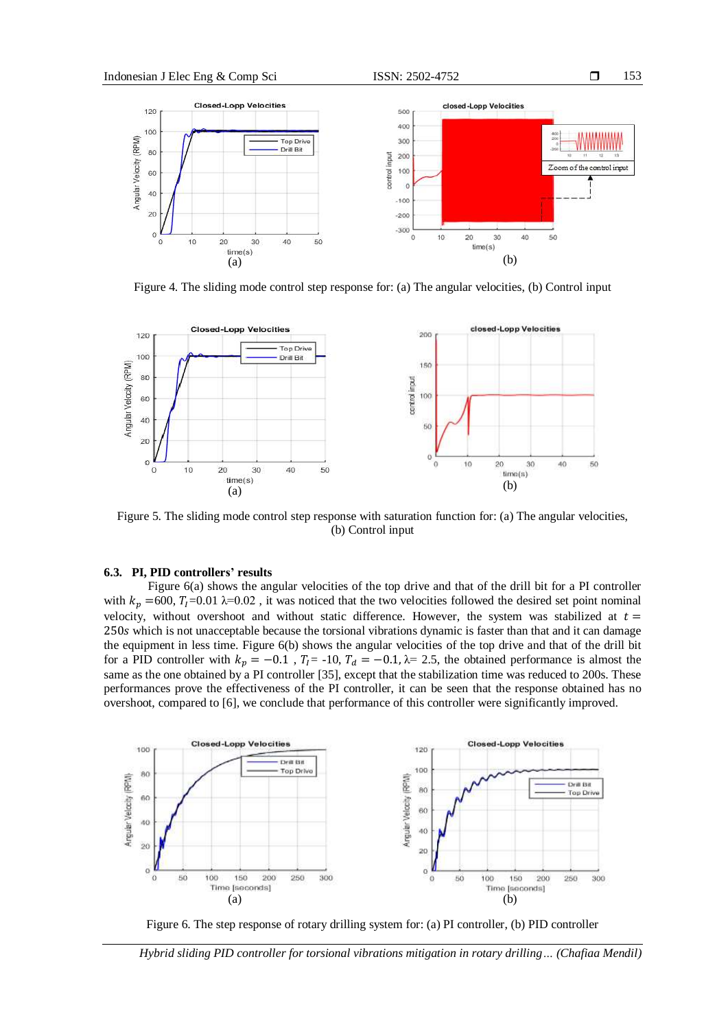Figure 4. The sliding mode control step response for: (a) The angular velocities, (b) Control input

Figure 5. The sliding mode control step response with saturation function for: (a) The angular velocities, (b) Control input

### 6.3. PI, PID controllers' results

Figure 6(a) shows the angular velocities of the top drive and that of the drill bit for a PI controller with $k_p$ =600, $T_I$=0.01 λ=0.02 , it was noticed that the two velocities followed the desired set point nominal velocity, without overshoot and without static difference. However, the system was stabilized at $t = 250s$ which is not unacceptable because the torsional vibrations dynamic is faster than that and it can damage the equipment in less time. Figure 6(b) shows the angular velocities of the top drive and that of the drill bit for a PID controller with $k_p = -0.1$ , $T_I$= -10, $T_d = -0.1$, λ= 2.5, the obtained performance is almost the same as the one obtained by a PI controller [35], except that the stabilization time was reduced to 200s. These performances prove the effectiveness of the PI controller, it can be seen that the response obtained has no overshoot, compared to [6], we conclude that performance of this controller were significantly improved.

Figure 6. The step response of rotary drilling system for: (a) PI controller, (b) PID controller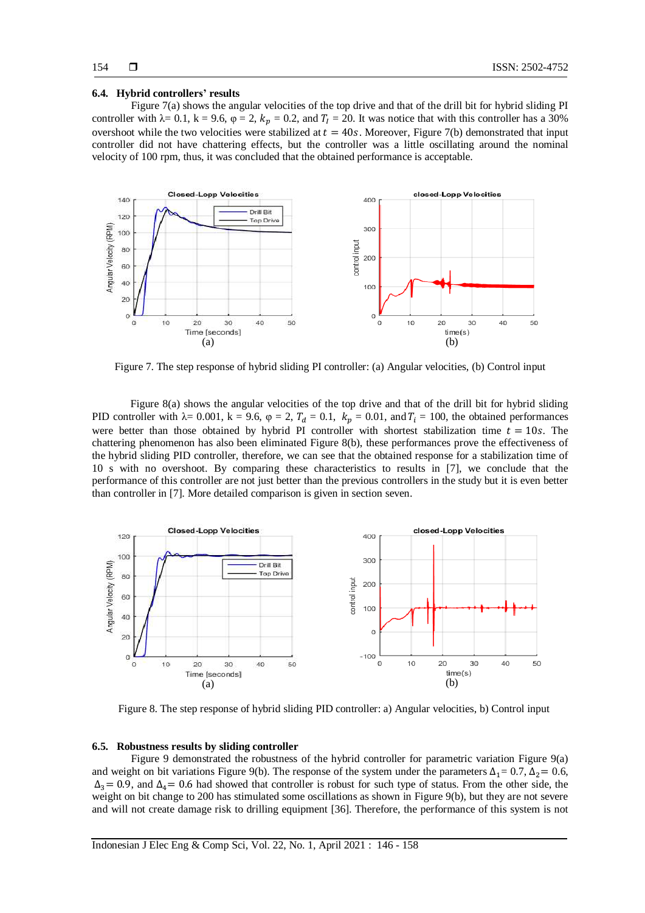### 6.4. Hybrid controllers' results

Figure 7(a) shows the angular velocities of the top drive and that of the drill bit for hybrid sliding PI controller with λ= 0.1, k = 9.6, φ = 2, $k_p$ = 0.2, and $T_I$ = 20. It was notice that with this controller has a 30% overshoot while the two velocities were stabilized at $t = 40s$. Moreover, Figure 7(b) demonstrated that input controller did not have chattering effects, but the controller was a little oscillating around the nominal velocity of 100 rpm, thus, it was concluded that the obtained performance is acceptable.

Figure 7. The step response of hybrid sliding PI controller: (a) Angular velocities, (b) Control input

Figure 8(a) shows the angular velocities of the top drive and that of the drill bit for hybrid sliding PID controller with λ= 0.001, k = 9.6, φ = 2, $T_d$ = 0.1, $k_p$ = 0.01, and $T_i$ = 100, the obtained performances were better than those obtained by hybrid PI controller with shortest stabilization time $t = 10s$. The chattering phenomenon has also been eliminated Figure 8(b), these performances prove the effectiveness of the hybrid sliding PID controller, therefore, we can see that the obtained response for a stabilization time of 10 s with no overshoot. By comparing these characteristics to results in [7], we conclude that the performance of this controller are not just better than the previous controllers in the study but it is even better than controller in [7]. More detailed comparison is given in section seven.

Figure 8. The step response of hybrid sliding PID controller: a) Angular velocities, b) Control input

### 6.5. Robustness results by sliding controller

Figure 9 demonstrated the robustness of the hybrid controller for parametric variation Figure 9(a) and weight on bit variations Figure 9(b). The response of the system under the parameters $\Delta_1$= 0.7, $\Delta_2$= 0.6, $\Delta_3$= 0.9, and $\Delta_4$= 0.6 had showed that controller is robust for such type of status. From the other side, the weight on bit change to 200 has stimulated some oscillations as shown in Figure 9(b), but they are not severe and will not create damage risk to drilling equipment [36]. Therefore, the performance of this system is not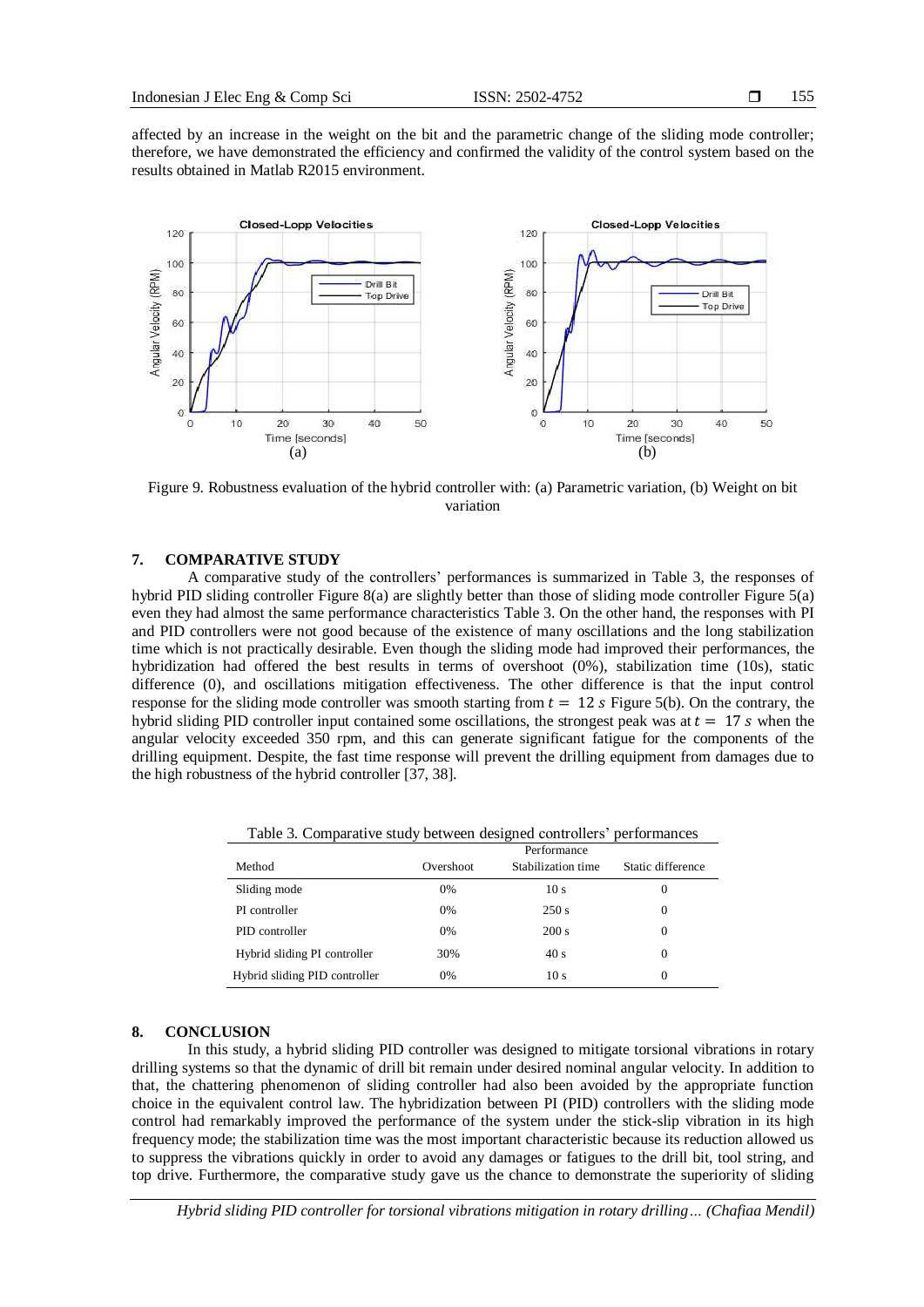affected by an increase in the weight on the bit and the parametric change of the sliding mode controller; therefore, we have demonstrated the efficiency and confirmed the validity of the control system based on the results obtained in Matlab R2015 environment.

Figure 9. Robustness evaluation of the hybrid controller with: (a) Parametric variation, (b) Weight on bit variation

## 7. COMPARATIVE STUDY

A comparative study of the controllers' performances is summarized in Table 3, the responses of hybrid PID sliding controller Figure 8(a) are slightly better than those of sliding mode controller Figure 5(a) even they had almost the same performance characteristics Table 3. On the other hand, the responses with PI and PID controllers were not good because of the existence of many oscillations and the long stabilization time which is not practically desirable. Even though the sliding mode had improved their performances, the hybridization had offered the best results in terms of overshoot (0%), stabilization time (10s), static difference (0), and oscillations mitigation effectiveness. The other difference is that the input control response for the sliding mode controller was smooth starting from $t = 12\ s$ Figure 5(b). On the contrary, the hybrid sliding PID controller input contained some oscillations, the strongest peak was at $t = 17\ s$ when the angular velocity exceeded 350 rpm, and this can generate significant fatigue for the components of the drilling equipment. Despite, the fast time response will prevent the drilling equipment from damages due to the high robustness of the hybrid controller [37, 38].

Table 3. Comparative study between designed controllers' performances

| Method | Performance | | |
|---|---|---|---|
| | Overshoot | Stabilization time | Static difference |
| Sliding mode | 0% | 10 s | 0 |
| PI controller | 0% | 250 s | 0 |
| PID controller | 0% | 200 s | 0 |
| Hybrid sliding PI controller | 30% | 40 s | 0 |
| Hybrid sliding PID controller | 0% | 10 s | 0 |

## 8. CONCLUSION

In this study, a hybrid sliding PID controller was designed to mitigate torsional vibrations in rotary drilling systems so that the dynamic of drill bit remain under desired nominal angular velocity. In addition to that, the chattering phenomenon of sliding controller had also been avoided by the appropriate function choice in the equivalent control law. The hybridization between PI (PID) controllers with the sliding mode control had remarkably improved the performance of the system under the stick-slip vibration in its high frequency mode; the stabilization time was the most important characteristic because its reduction allowed us to suppress the vibrations quickly in order to avoid any damages or fatigues to the drill bit, tool string, and top drive. Furthermore, the comparative study gave us the chance to demonstrate the superiority of sliding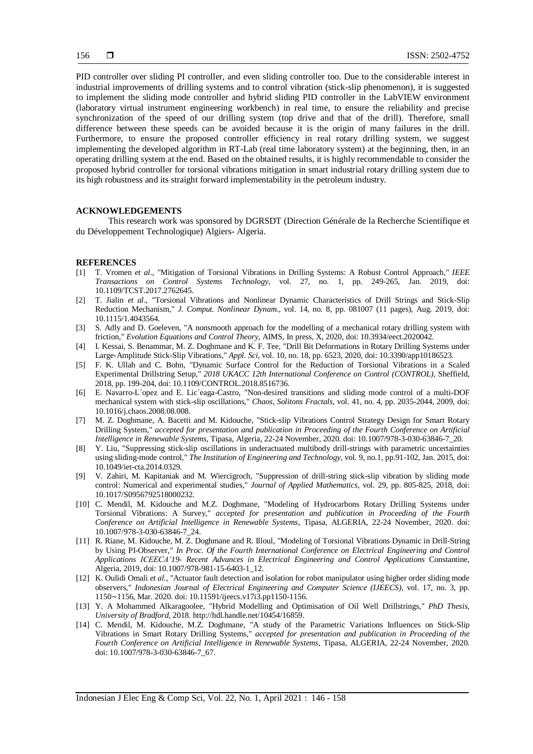PID controller over sliding PI controller, and even sliding controller too. Due to the considerable interest in industrial improvements of drilling systems and to control vibration (stick-slip phenomenon), it is suggested to implement the sliding mode controller and hybrid sliding PID controller in the LabVIEW environment (laboratory virtual instrument engineering workbench) in real time, to ensure the reliability and precise synchronization of the speed of our drilling system (top drive and that of the drill). Therefore, small difference between these speeds can be avoided because it is the origin of many failures in the drill. Furthermore, to ensure the proposed controller efficiency in real rotary drilling system, we suggest implementing the developed algorithm in RT-Lab (real time laboratory system) at the beginning, then, in an operating drilling system at the end. Based on the obtained results, it is highly recommendable to consider the proposed hybrid controller for torsional vibrations mitigation in smart industrial rotary drilling system due to its high robustness and its straight forward implementability in the petroleum industry.

## ACKNOWLEDGEMENTS

This research work was sponsored by DGRSDT (Direction Générale de la Recherche Scientifique et du Développement Technologique) Algiers- Algeria.

## REFERENCES

[1] T. Vromen *et al*., "Mitigation of Torsional Vibrations in Drilling Systems: A Robust Control Approach," *IEEE Transactions on Control Systems Technology*, vol. 27, no. 1, pp. 249-265, Jan. 2019, doi: 10.1109/TCST.2017.2762645.

[2] T. Jialin *et al*., "Torsional Vibrations and Nonlinear Dynamic Characteristics of Drill Strings and Stick-Slip Reduction Mechanism," *J. Comput. Nonlinear Dynam.*, vol. 14, no. 8, pp. 081007 (11 pages), Aug. 2019, doi: 10.1115/1.4043564.

[3] S. Adly and D. Goeleven, "A nonsmooth approach for the modelling of a mechanical rotary drilling system with friction," *Evolution Equations and Control Theory*, AIMS, In press, X, 2020, doi: 10.3934/eect.2020042.

[4] I. Kessai, S. Benammar, M. Z. Doghmane and K. F. Tee, "Drill Bit Deformations in Rotary Drilling Systems under Large-Amplitude Stick-Slip Vibrations," *Appl. Sci*, vol. 10, no. 18, pp. 6523, 2020, doi: 10.3390/app10186523.

[5] F. K. Ullah and C. Bohn, "Dynamic Surface Control for the Reduction of Torsional Vibrations in a Scaled Experimental Drillstring Setup," *2018 UKACC 12th International Conference on Control (CONTROL)*, Sheffield, 2018, pp. 199-204, doi: 10.1109/CONTROL.2018.8516736.

[6] E. Navarro-L´opez and E. Lic´eaga-Castro, "Non-desired transitions and sliding mode control of a multi-DOF mechanical system with stick-slip oscillations," *Chaos, Solitons Fractals*, vol. 41, no. 4, pp. 2035-2044, 2009, doi: 10.1016/j.chaos.2008.08.008.

[7] M. Z. Doghmane, A. Bacetti and M. Kidouche, "Stick-slip Vibrations Control Strategy Design for Smart Rotary Drilling System," *accepted for presentation and publication in Proceeding of the Fourth Conference on Artificial Intelligence in Renewable Systems*, Tipasa, Algeria, 22-24 November, 2020. doi: 10.1007/978-3-030-63846-7_20.

[8] Y. Liu, "Suppressing stick-slip oscillations in underactuated multibody drill-strings with parametric uncertainties using sliding-mode control," *The Institution of Engineering and Technology*, vol. 9, no.1, pp.91-102, Jan. 2015, doi: 10.1049/iet-cta.2014.0329.

[9] V. Zahiri, M. Kapitaniak and M. Wiercigroch, "Suppression of drill-string stick-slip vibration by sliding mode control: Numerical and experimental studies," *Journal of Applied Mathematics*, vol. 29, pp. 805-825, 2018, doi: 10.1017/S0956792518000232.

[10] C. Mendil, M. Kidouche and M.Z. Doghmane, "Modeling of Hydrocarbons Rotary Drilling Systems under Torsional Vibrations: A Survey," *accepted for presentation and publication in Proceeding of the Fourth Conference on Artificial Intelligence in Renewable Systems*, Tipasa, ALGERIA, 22-24 November, 2020. doi: 10.1007/978-3-030-63846-7_24.

[11] R. Riane, M. Kidouche, M. Z. Doghmane and R. Illoul, "Modeling of Torsional Vibrations Dynamic in Drill-String by Using PI-Observer," *In Proc. Of the Fourth International Conference on Electrical Engineering and Control Applications ICEECA'19- Recent Advances in Electrical Engineering and Control Applications* Constantine, Algeria, 2019, doi: 10.1007/978-981-15-6403-1_12.

[12] K. Oulidi Omali *et al.*, "Actuator fault detection and isolation for robot manipulator using higher order sliding mode observers," *Indonesian Journal of Electrical Engineering and Computer Science (IJEECS)*, vol. 17, no. 3, pp. 1150∼1156, Mar. 2020. doi: 10.11591/ijeecs.v17i3.pp1150-1156.

[13] Y. A Mohammed Alkaragoolee, "Hybrid Modelling and Optimisation of Oil Well Drillstrings," *PhD Thesis, University of Bradford*, 2018. http://hdl.handle.net/10454/16859.

[14] C. Mendil, M. Kidouche, M.Z. Doghmane, "A study of the Parametric Variations Influences on Stick-Slip Vibrations in Smart Rotary Drilling Systems," *accepted for presentation and publication in Proceeding of the Fourth Conference on Artificial Intelligence in Renewable Systems*, Tipasa, ALGERIA, 22-24 November, 2020. doi: 10.1007/978-3-030-63846-7_67.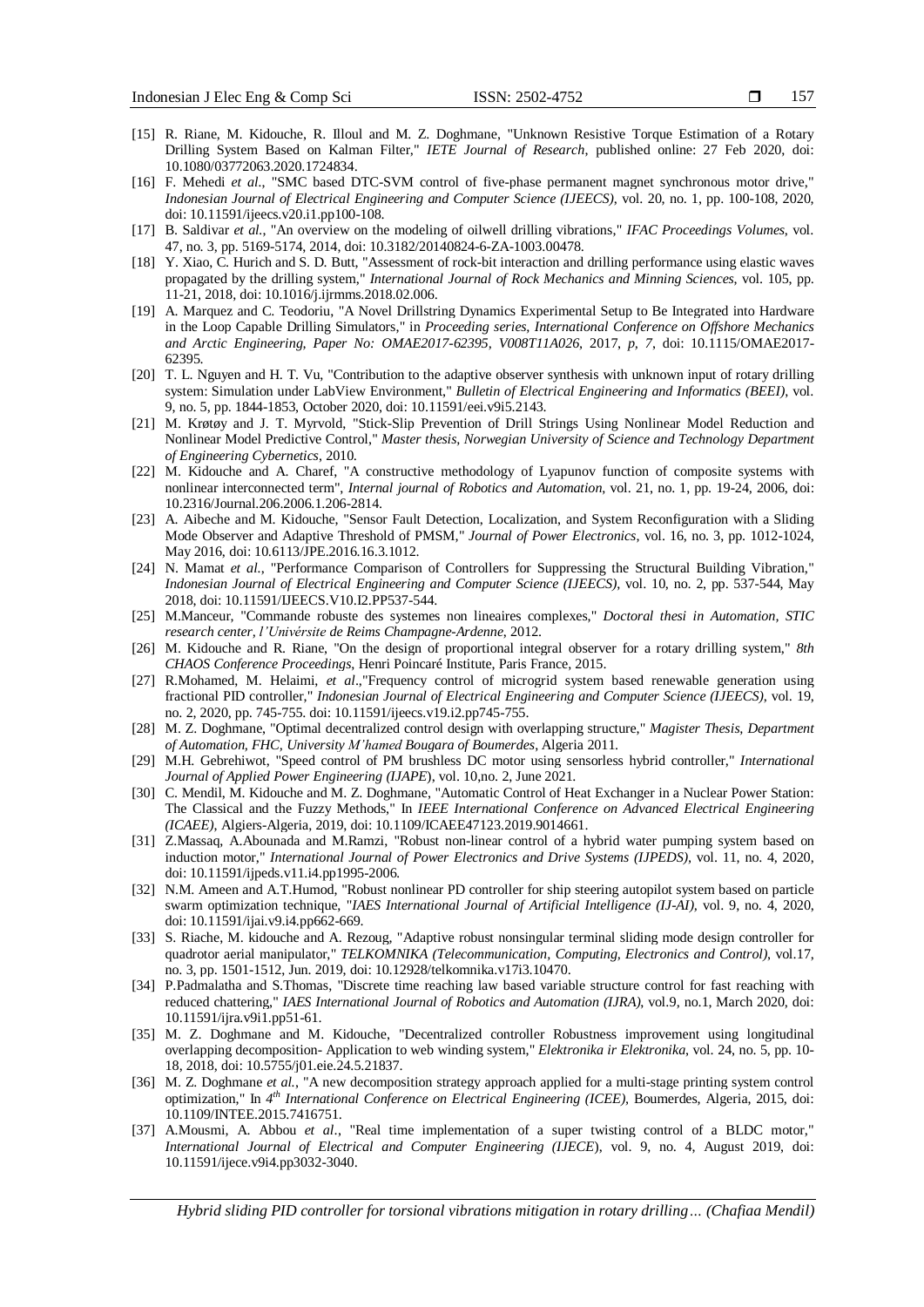[15] R. Riane, M. Kidouche, R. Illoul and M. Z. Doghmane, "Unknown Resistive Torque Estimation of a Rotary Drilling System Based on Kalman Filter," *IETE Journal of Research*, published online: 27 Feb 2020, doi: 10.1080/03772063.2020.1724834.

[16] F. Mehedi *et al.*, "SMC based DTC-SVM control of five-phase permanent magnet synchronous motor drive," *Indonesian Journal of Electrical Engineering and Computer Science (IJEECS)*, vol. 20, no. 1, pp. 100-108, 2020, doi: 10.11591/ijeecs.v20.i1.pp100-108.

[17] B. Saldivar *et al.*, "An overview on the modeling of oilwell drilling vibrations," *IFAC Proceedings Volumes*, vol. 47, no. 3, pp. 5169-5174, 2014, doi: 10.3182/20140824-6-ZA-1003.00478.

[18] Y. Xiao, C. Hurich and S. D. Butt, "Assessment of rock-bit interaction and drilling performance using elastic waves propagated by the drilling system," *International Journal of Rock Mechanics and Minning Sciences*, vol. 105, pp. 11-21, 2018, doi: 10.1016/j.ijrmms.2018.02.006.

[19] A. Marquez and C. Teodoriu, "A Novel Drillstring Dynamics Experimental Setup to Be Integrated into Hardware in the Loop Capable Drilling Simulators," in *Proceeding series, International Conference on Offshore Mechanics and Arctic Engineering, Paper No: OMAE2017-62395, V008T11A026*, 2017, *p, 7*, doi: 10.1115/OMAE2017-62395.

[20] T. L. Nguyen and H. T. Vu, "Contribution to the adaptive observer synthesis with unknown input of rotary drilling system: Simulation under LabView Environment," *Bulletin of Electrical Engineering and Informatics (BEEI)*, vol. 9, no. 5, pp. 1844-1853, October 2020, doi: 10.11591/eei.v9i5.2143.

[21] M. Krøtøy and J. T. Myrvold, "Stick-Slip Prevention of Drill Strings Using Nonlinear Model Reduction and Nonlinear Model Predictive Control," *Master thesis, Norwegian University of Science and Technology Department of Engineering Cybernetics*, 2010.

[22] M. Kidouche and A. Charef, "A constructive methodology of Lyapunov function of composite systems with nonlinear interconnected term", *Internal journal of Robotics and Automation*, vol. 21, no. 1, pp. 19-24, 2006, doi: 10.2316/Journal.206.2006.1.206-2814.

[23] A. Aibeche and M. Kidouche, "Sensor Fault Detection, Localization, and System Reconfiguration with a Sliding Mode Observer and Adaptive Threshold of PMSM," *Journal of Power Electronics*, vol. 16, no. 3, pp. 1012-1024, May 2016, doi: 10.6113/JPE.2016.16.3.1012.

[24] N. Mamat *et al.*, "Performance Comparison of Controllers for Suppressing the Structural Building Vibration," *Indonesian Journal of Electrical Engineering and Computer Science (IJEECS)*, vol. 10, no. 2, pp. 537-544, May 2018, doi: 10.11591/IJEECS.V10.I2.PP537-544.

[25] M.Manceur, "Commande robuste des systemes non lineaires complexes," *Doctoral thesi in Automation, STIC research center, l'Univérsite de Reims Champagne-Ardenne*, 2012.

[26] M. Kidouche and R. Riane, "On the design of proportional integral observer for a rotary drilling system," *8th CHAOS Conference Proceedings*, Henri Poincaré Institute, Paris France, 2015.

[27] R.Mohamed, M. Helaimi, *et al*.,"Frequency control of microgrid system based renewable generation using fractional PID controller," *Indonesian Journal of Electrical Engineering and Computer Science (IJEECS)*, vol. 19, no. 2, 2020, pp. 745-755. doi: 10.11591/ijeecs.v19.i2.pp745-755.

[28] M. Z. Doghmane, "Optimal decentralized control design with overlapping structure," *Magister Thesis, Department of Automation, FHC, University M'hamed Bougara of Boumerdes*, Algeria 2011.

[29] M.H. Gebrehiwot, "Speed control of PM brushless DC motor using sensorless hybrid controller," *International Journal of Applied Power Engineering (IJAPE)*, vol. 10,no. 2, June 2021.

[30] C. Mendil, M. Kidouche and M. Z. Doghmane, "Automatic Control of Heat Exchanger in a Nuclear Power Station: The Classical and the Fuzzy Methods," In *IEEE International Conference on Advanced Electrical Engineering (ICAEE)*, Algiers-Algeria, 2019, doi: 10.1109/ICAEE47123.2019.9014661.

[31] Z.Massaq, A.Abounada and M.Ramzi, "Robust non-linear control of a hybrid water pumping system based on induction motor," *International Journal of Power Electronics and Drive Systems (IJPEDS)*, vol. 11, no. 4, 2020, doi: 10.11591/ijpeds.v11.i4.pp1995-2006.

[32] N.M. Ameen and A.T.Humod, "Robust nonlinear PD controller for ship steering autopilot system based on particle swarm optimization technique, "*IAES International Journal of Artificial Intelligence (IJ-AI)*, vol. 9, no. 4, 2020, doi: 10.11591/ijai.v9.i4.pp662-669.

[33] S. Riache, M. kidouche and A. Rezoug, "Adaptive robust nonsingular terminal sliding mode design controller for quadrotor aerial manipulator," *TELKOMNIKA (Telecommunication, Computing, Electronics and Control)*, vol.17, no. 3, pp. 1501-1512, Jun. 2019, doi: 10.12928/telkomnika.v17i3.10470.

[34] P.Padmalatha and S.Thomas, "Discrete time reaching law based variable structure control for fast reaching with reduced chattering," *IAES International Journal of Robotics and Automation (IJRA)*, vol.9, no.1, March 2020, doi: 10.11591/ijra.v9i1.pp51-61.

[35] M. Z. Doghmane and M. Kidouche, "Decentralized controller Robustness improvement using longitudinal overlapping decomposition- Application to web winding system," *Elektronika ir Elektronika*, vol. 24, no. 5, pp. 10-18, 2018, doi: 10.5755/j01.eie.24.5.21837.

[36] M. Z. Doghmane *et al.*, "A new decomposition strategy approach applied for a multi-stage printing system control optimization," In *4th International Conference on Electrical Engineering (ICEE)*, Boumerdes, Algeria, 2015, doi: 10.1109/INTEE.2015.7416751.

[37] A.Mousmi, A. Abbou *et al*., "Real time implementation of a super twisting control of a BLDC motor," *International Journal of Electrical and Computer Engineering (IJECE)*, vol. 9, no. 4, August 2019, doi: 10.11591/ijece.v9i4.pp3032-3040.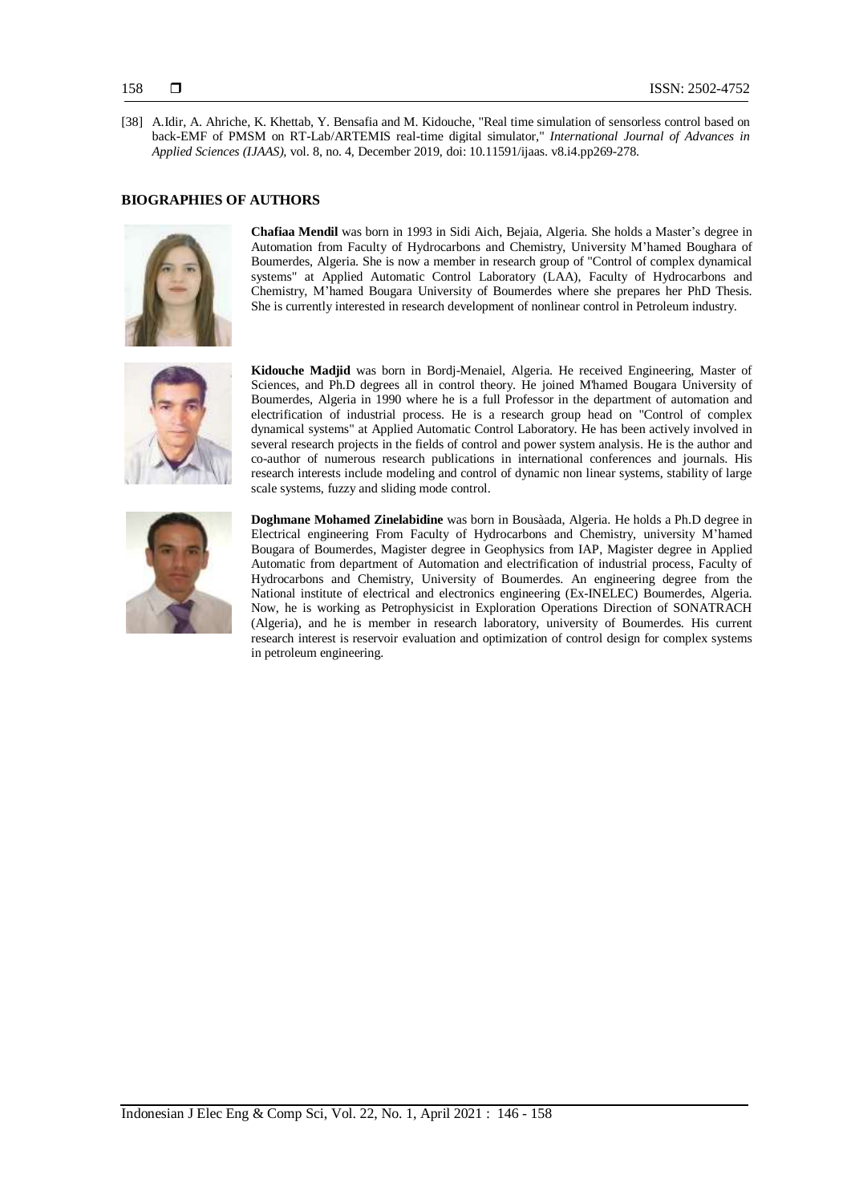[38] A.Idir, A. Ahriche, K. Khettab, Y. Bensafia and M. Kidouche, "Real time simulation of sensorless control based on back-EMF of PMSM on RT-Lab/ARTEMIS real-time digital simulator," *International Journal of Advances in Applied Sciences (IJAAS)*, vol. 8, no. 4, December 2019, doi: 10.11591/ijaas. v8.i4.pp269-278.

## BIOGRAPHIES OF AUTHORS

**Chafiaa Mendil** was born in 1993 in Sidi Aich, Bejaia, Algeria. She holds a Master's degree in Automation from Faculty of Hydrocarbons and Chemistry, University M'hamed Boughara of Boumerdes, Algeria. She is now a member in research group of "Control of complex dynamical systems" at Applied Automatic Control Laboratory (LAA), Faculty of Hydrocarbons and Chemistry, M'hamed Bougara University of Boumerdes where she prepares her PhD Thesis. She is currently interested in research development of nonlinear control in Petroleum industry.

**Kidouche Madjid** was born in Bordj-Menaiel, Algeria. He received Engineering, Master of Sciences, and Ph.D degrees all in control theory. He joined M'hamed Bougara University of Boumerdes, Algeria in 1990 where he is a full Professor in the department of automation and electrification of industrial process. He is a research group head on "Control of complex dynamical systems" at Applied Automatic Control Laboratory. He has been actively involved in several research projects in the fields of control and power system analysis. He is the author and co-author of numerous research publications in international conferences and journals. His research interests include modeling and control of dynamic non linear systems, stability of large scale systems, fuzzy and sliding mode control.

**Doghmane Mohamed Zinelabidine** was born in Bousàada, Algeria. He holds a Ph.D degree in Electrical engineering From Faculty of Hydrocarbons and Chemistry, university M'hamed Bougara of Boumerdes, Magister degree in Geophysics from IAP, Magister degree in Applied Automatic from department of Automation and electrification of industrial process, Faculty of Hydrocarbons and Chemistry, University of Boumerdes. An engineering degree from the National institute of electrical and electronics engineering (Ex-INELEC) Boumerdes, Algeria. Now, he is working as Petrophysicist in Exploration Operations Direction of SONATRACH (Algeria), and he is member in research laboratory, university of Boumerdes. His current research interest is reservoir evaluation and optimization of control design for complex systems in petroleum engineering.